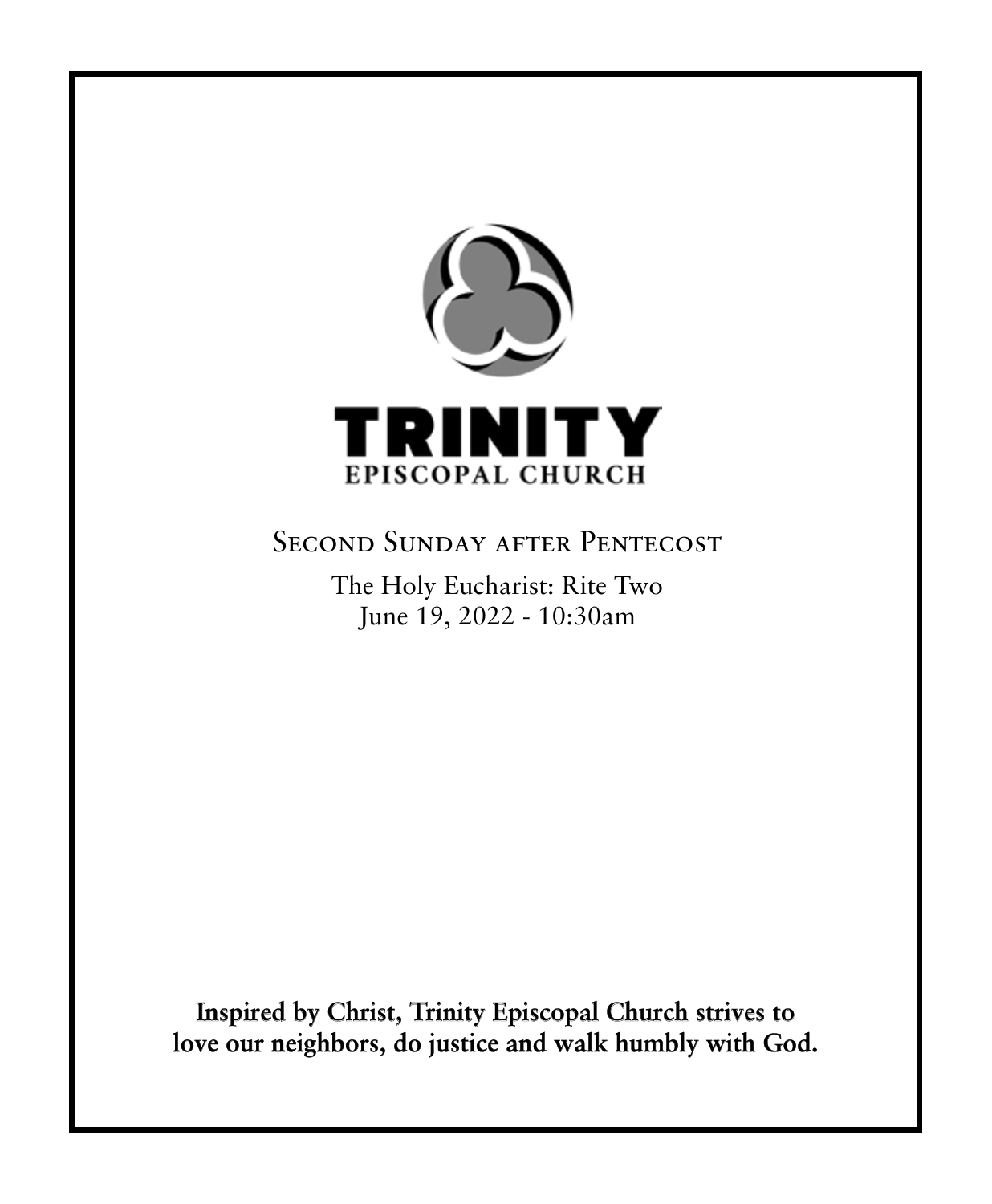# TRINITY

EPISCOPAL CHURCH

## Second Sunday after Pentecost

The Holy Eucharist: Rite Two
June 19, 2022 - 10:30am

**Inspired by Christ, Trinity Episcopal Church strives to love our neighbors, do justice and walk humbly with God.**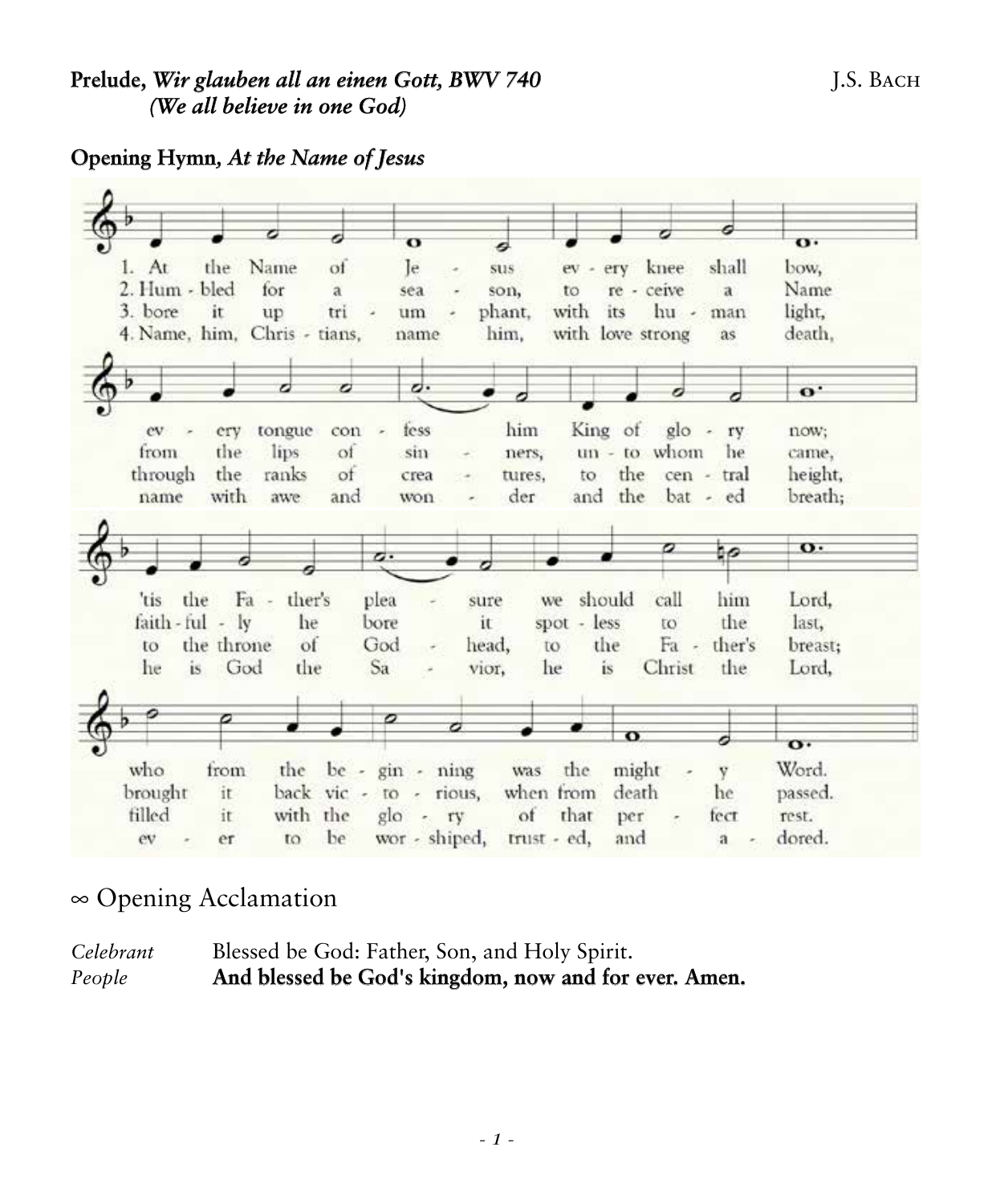**Prelude,** ***Wir glauben all an einen Gott, BWV 740*** J.S. BACH
***(We all believe in one God)***

**Opening Hymn,** ***At the Name of Jesus***

1. At the Name of Jesus every knee shall bow, every tongue confess him King of glory now; 'tis the Father's pleasure we should call him Lord, who from the beginning was the mighty Word.

2. Humbled for a season, to receive a Name from the lips of sinners, unto whom he came, faithfully he bore it spotless to the last, brought it back victorious, when from death he passed.

3. bore it up triumphant, with its human light, through the ranks of creatures, to the central height, to the throne of Godhead, to the Father's breast; filled it with the glory of that perfect rest.

4. Name, him, Christians, name him, with love strong as death, name with awe and wonder and the bated breath; he is God the Savior, he is Christ the Lord, ever to be worshiped, trusted, and adored.

## ∞ Opening Acclamation

*Celebrant* Blessed be God: Father, Son, and Holy Spirit.
*People* **And blessed be God's kingdom, now and for ever. Amen.**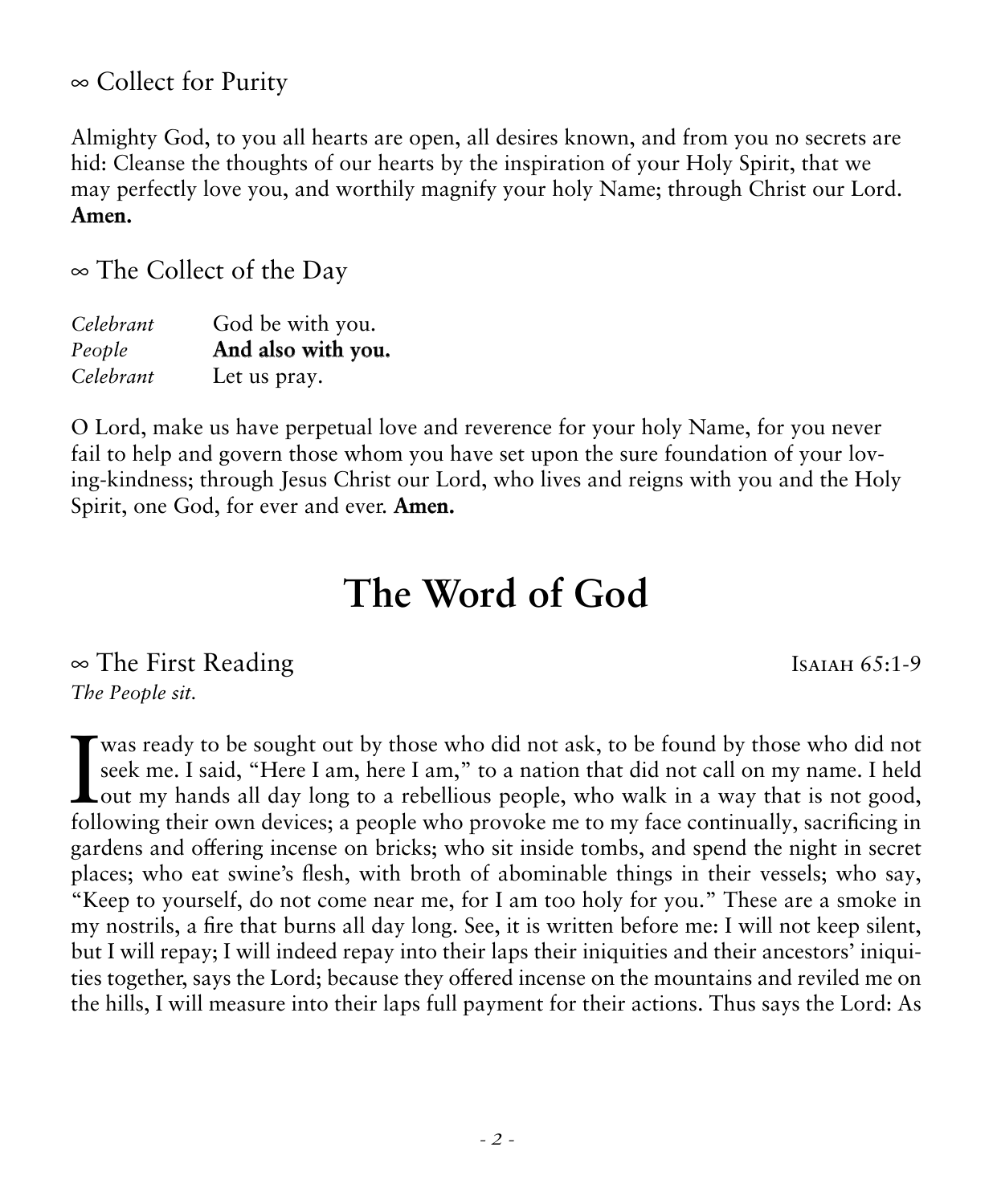∞ Collect for Purity

Almighty God, to you all hearts are open, all desires known, and from you no secrets are hid: Cleanse the thoughts of our hearts by the inspiration of your Holy Spirit, that we may perfectly love you, and worthily magnify your holy Name; through Christ our Lord. **Amen.**

∞ The Collect of the Day

| | |
|---|---|
| *Celebrant* | God be with you. |
| *People* | **And also with you.** |
| *Celebrant* | Let us pray. |

O Lord, make us have perpetual love and reverence for your holy Name, for you never fail to help and govern those whom you have set upon the sure foundation of your loving-kindness; through Jesus Christ our Lord, who lives and reigns with you and the Holy Spirit, one God, for ever and ever. **Amen.**

# The Word of God

∞ The First Reading — Isaiah 65:1-9

*The People sit.*

I was ready to be sought out by those who did not ask, to be found by those who did not seek me. I said, "Here I am, here I am," to a nation that did not call on my name. I held out my hands all day long to a rebellious people, who walk in a way that is not good, following their own devices; a people who provoke me to my face continually, sacrificing in gardens and offering incense on bricks; who sit inside tombs, and spend the night in secret places; who eat swine's flesh, with broth of abominable things in their vessels; who say, "Keep to yourself, do not come near me, for I am too holy for you." These are a smoke in my nostrils, a fire that burns all day long. See, it is written before me: I will not keep silent, but I will repay; I will indeed repay into their laps their iniquities and their ancestors' iniquities together, says the Lord; because they offered incense on the mountains and reviled me on the hills, I will measure into their laps full payment for their actions. Thus says the Lord: As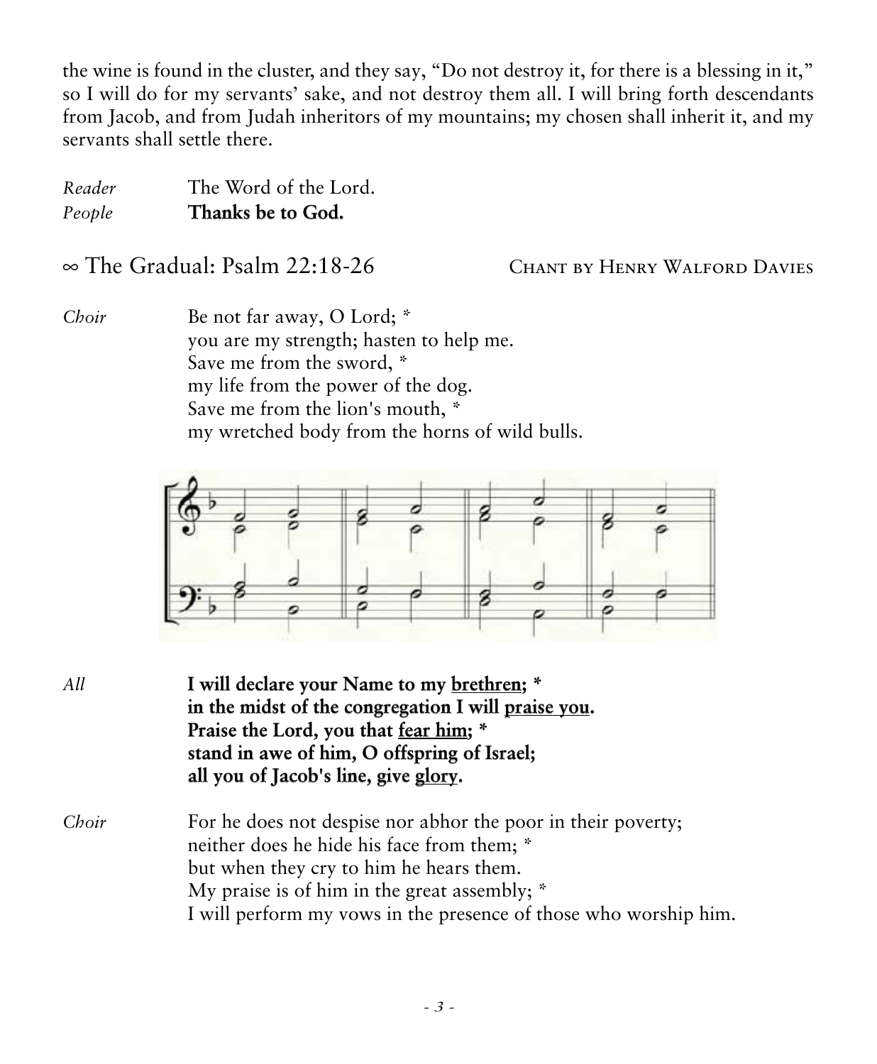the wine is found in the cluster, and they say, "Do not destroy it, for there is a blessing in it," so I will do for my servants' sake, and not destroy them all. I will bring forth descendants from Jacob, and from Judah inheritors of my mountains; my chosen shall inherit it, and my servants shall settle there.

*Reader* The Word of the Lord.
*People* **Thanks be to God.**

## ∞ The Gradual: Psalm 22:18-26 — Chant by Henry Walford Davies

*Choir* Be not far away, O Lord; *
you are my strength; hasten to help me.
Save me from the sword, *
my life from the power of the dog.
Save me from the lion's mouth, *
my wretched body from the horns of wild bulls.

*All* **I will declare your Name to my <u>brethren</u>; *
in the midst of the congregation I will <u>praise you</u>.
Praise the Lord, you that <u>fear him</u>; *
stand in awe of him, O offspring of Israel;
all you of Jacob's line, give <u>glory</u>.**

*Choir* For he does not despise nor abhor the poor in their poverty;
neither does he hide his face from them; *
but when they cry to him he hears them.
My praise is of him in the great assembly; *
I will perform my vows in the presence of those who worship him.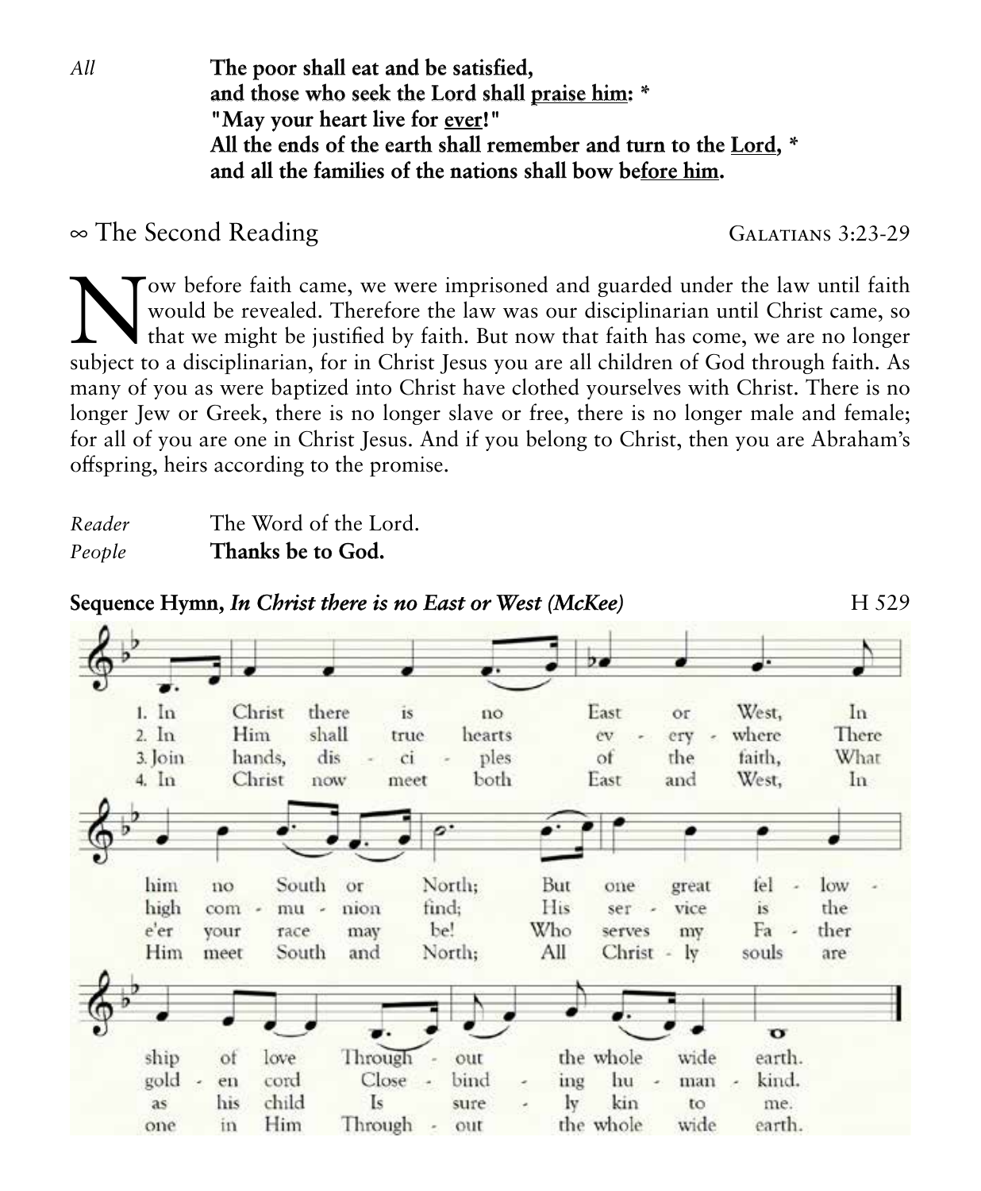*All* **The poor shall eat and be satisfied,**
**and those who seek the Lord shall praise him: \***
**"May your heart live for ever!"**
**All the ends of the earth shall remember and turn to the Lord, \***
**and all the families of the nations shall bow before him.**

## ∞ The Second Reading

Galatians 3:23-29

Now before faith came, we were imprisoned and guarded under the law until faith would be revealed. Therefore the law was our disciplinarian until Christ came, so that we might be justified by faith. But now that faith has come, we are no longer subject to a disciplinarian, for in Christ Jesus you are all children of God through faith. As many of you as were baptized into Christ have clothed yourselves with Christ. There is no longer Jew or Greek, there is no longer slave or free, there is no longer male and female; for all of you are one in Christ Jesus. And if you belong to Christ, then you are Abraham's offspring, heirs according to the promise.

*Reader* The Word of the Lord.
*People* **Thanks be to God.**

**Sequence Hymn, *In Christ there is no East or West (McKee)*** H 529

1. In Christ there is no East or West, In him no South or North; But one great fellowship of love Throughout the whole wide earth.
2. In Him shall true hearts everywhere Their high communion find; His service is the golden cord Close-binding humankind.
3. Join hands, disciples of the faith, What e'er your race may be! Who serves my Father as his child Is surely kin to me.
4. In Christ now meet both East and West, In Him meet South and North; All Christly souls are one in Him Throughout the whole wide earth.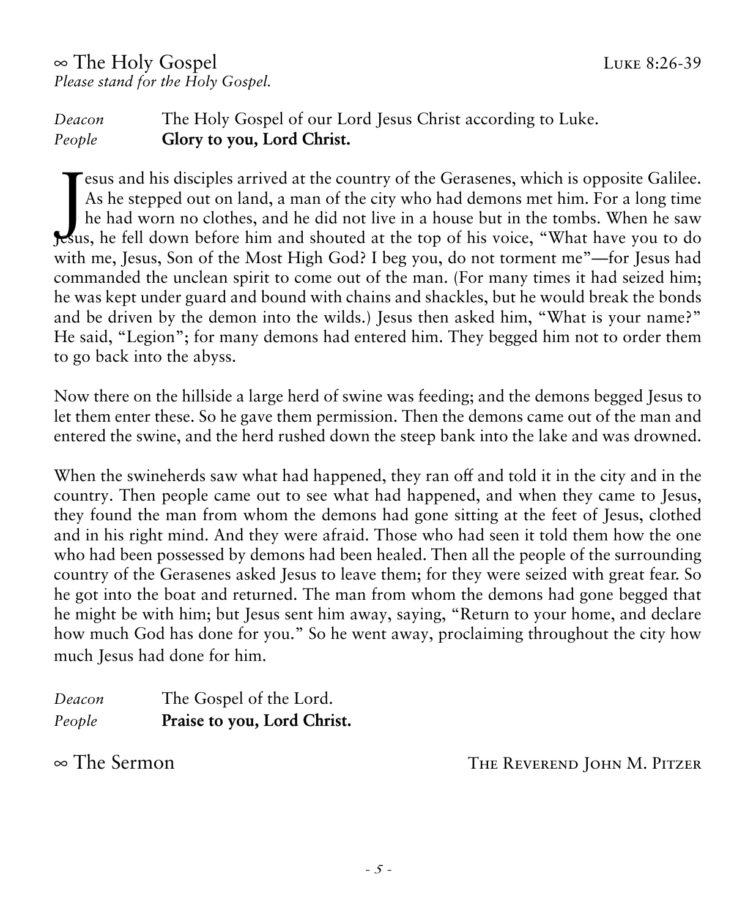## ∞ The Holy Gospel — Luke 8:26-39

*Please stand for the Holy Gospel.*

*Deacon* The Holy Gospel of our Lord Jesus Christ according to Luke.
*People* **Glory to you, Lord Christ.**

Jesus and his disciples arrived at the country of the Gerasenes, which is opposite Galilee. As he stepped out on land, a man of the city who had demons met him. For a long time he had worn no clothes, and he did not live in a house but in the tombs. When he saw Jesus, he fell down before him and shouted at the top of his voice, "What have you to do with me, Jesus, Son of the Most High God? I beg you, do not torment me"—for Jesus had commanded the unclean spirit to come out of the man. (For many times it had seized him; he was kept under guard and bound with chains and shackles, but he would break the bonds and be driven by the demon into the wilds.) Jesus then asked him, "What is your name?" He said, "Legion"; for many demons had entered him. They begged him not to order them to go back into the abyss.

Now there on the hillside a large herd of swine was feeding; and the demons begged Jesus to let them enter these. So he gave them permission. Then the demons came out of the man and entered the swine, and the herd rushed down the steep bank into the lake and was drowned.

When the swineherds saw what had happened, they ran off and told it in the city and in the country. Then people came out to see what had happened, and when they came to Jesus, they found the man from whom the demons had gone sitting at the feet of Jesus, clothed and in his right mind. And they were afraid. Those who had seen it told them how the one who had been possessed by demons had been healed. Then all the people of the surrounding country of the Gerasenes asked Jesus to leave them; for they were seized with great fear. So he got into the boat and returned. The man from whom the demons had gone begged that he might be with him; but Jesus sent him away, saying, "Return to your home, and declare how much God has done for you." So he went away, proclaiming throughout the city how much Jesus had done for him.

*Deacon* The Gospel of the Lord.
*People* **Praise to you, Lord Christ.**

## ∞ The Sermon — The Reverend John M. Pitzer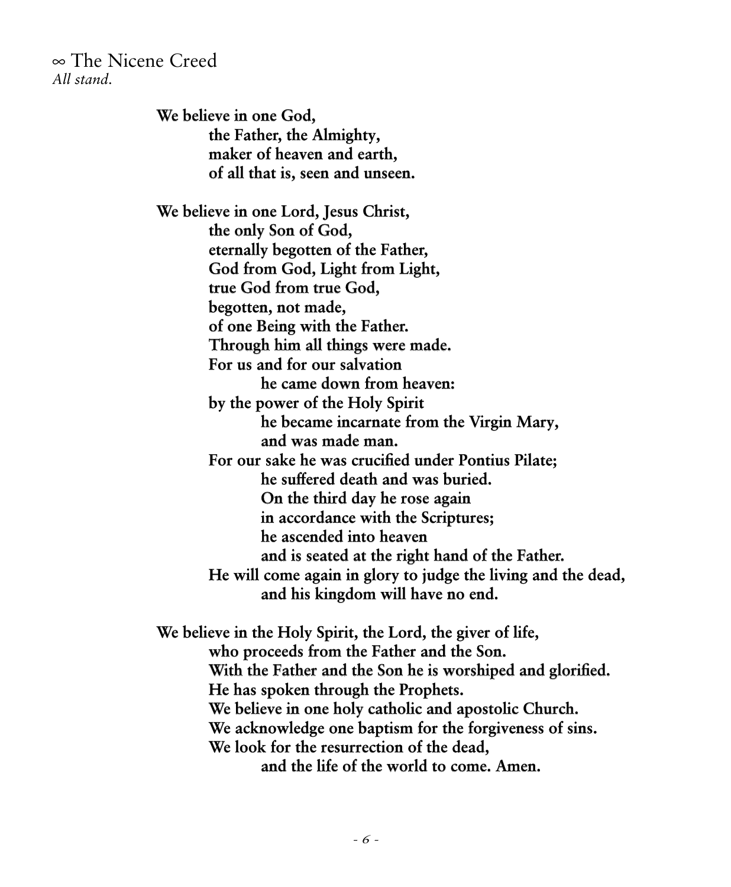## ∞ The Nicene Creed

*All stand.*

**We believe in one God,**
**the Father, the Almighty,**
**maker of heaven and earth,**
**of all that is, seen and unseen.**

**We believe in one Lord, Jesus Christ,**
**the only Son of God,**
**eternally begotten of the Father,**
**God from God, Light from Light,**
**true God from true God,**
**begotten, not made,**
**of one Being with the Father.**
**Through him all things were made.**
**For us and for our salvation**
**he came down from heaven:**
**by the power of the Holy Spirit**
**he became incarnate from the Virgin Mary,**
**and was made man.**
**For our sake he was crucified under Pontius Pilate;**
**he suffered death and was buried.**
**On the third day he rose again**
**in accordance with the Scriptures;**
**he ascended into heaven**
**and is seated at the right hand of the Father.**
**He will come again in glory to judge the living and the dead,**
**and his kingdom will have no end.**

**We believe in the Holy Spirit, the Lord, the giver of life,**
**who proceeds from the Father and the Son.**
**With the Father and the Son he is worshiped and glorified.**
**He has spoken through the Prophets.**
**We believe in one holy catholic and apostolic Church.**
**We acknowledge one baptism for the forgiveness of sins.**
**We look for the resurrection of the dead,**
**and the life of the world to come. Amen.**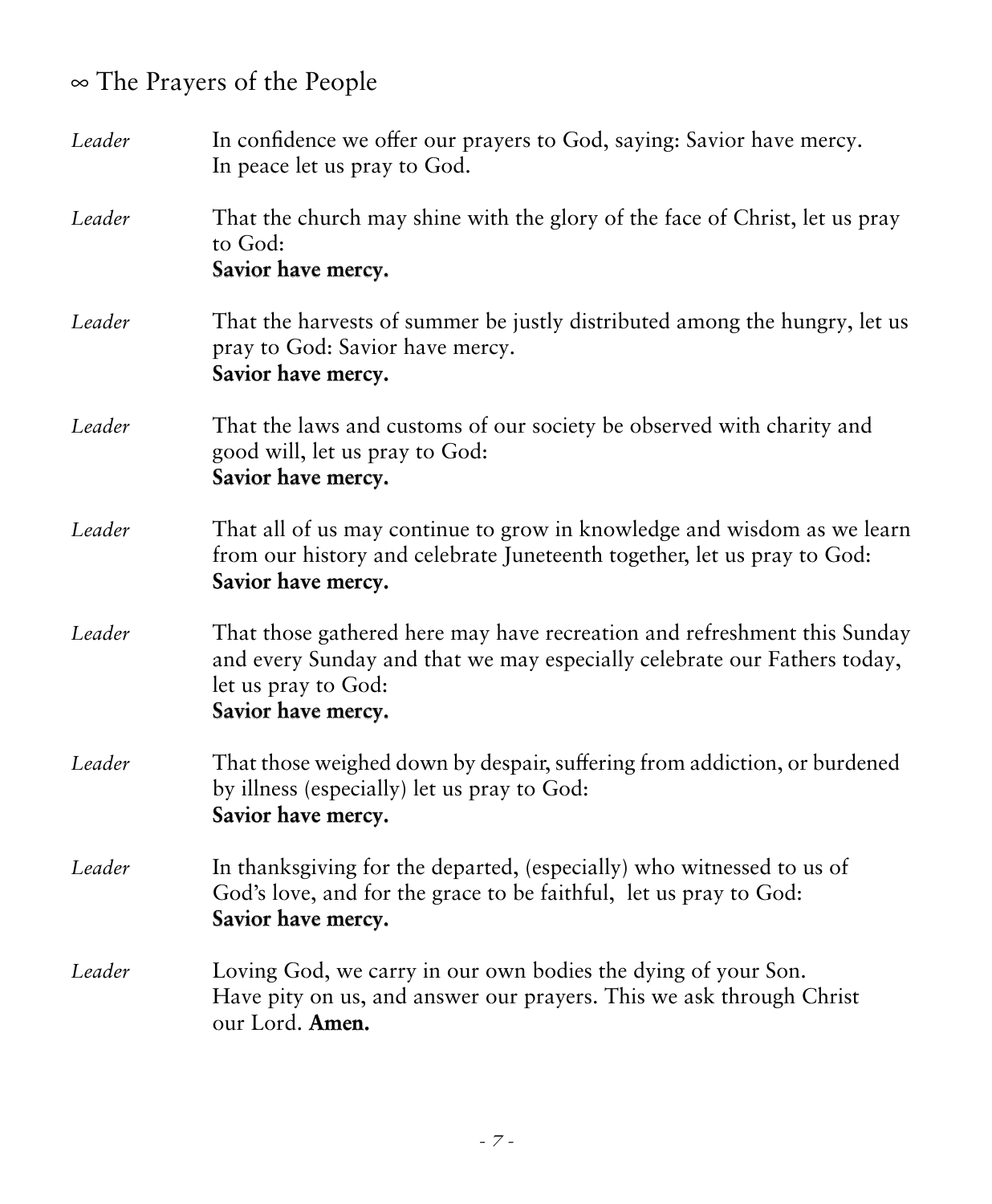## ∞ The Prayers of the People

*Leader* In confidence we offer our prayers to God, saying: Savior have mercy.
In peace let us pray to God.

*Leader* That the church may shine with the glory of the face of Christ, let us pray to God:
**Savior have mercy.**

*Leader* That the harvests of summer be justly distributed among the hungry, let us pray to God: Savior have mercy.
**Savior have mercy.**

*Leader* That the laws and customs of our society be observed with charity and good will, let us pray to God:
**Savior have mercy.**

*Leader* That all of us may continue to grow in knowledge and wisdom as we learn from our history and celebrate Juneteenth together, let us pray to God:
**Savior have mercy.**

*Leader* That those gathered here may have recreation and refreshment this Sunday and every Sunday and that we may especially celebrate our Fathers today, let us pray to God:
**Savior have mercy.**

*Leader* That those weighed down by despair, suffering from addiction, or burdened by illness (especially) let us pray to God:
**Savior have mercy.**

*Leader* In thanksgiving for the departed, (especially) who witnessed to us of God's love, and for the grace to be faithful, let us pray to God:
**Savior have mercy.**

*Leader* Loving God, we carry in our own bodies the dying of your Son.
Have pity on us, and answer our prayers. This we ask through Christ our Lord. **Amen.**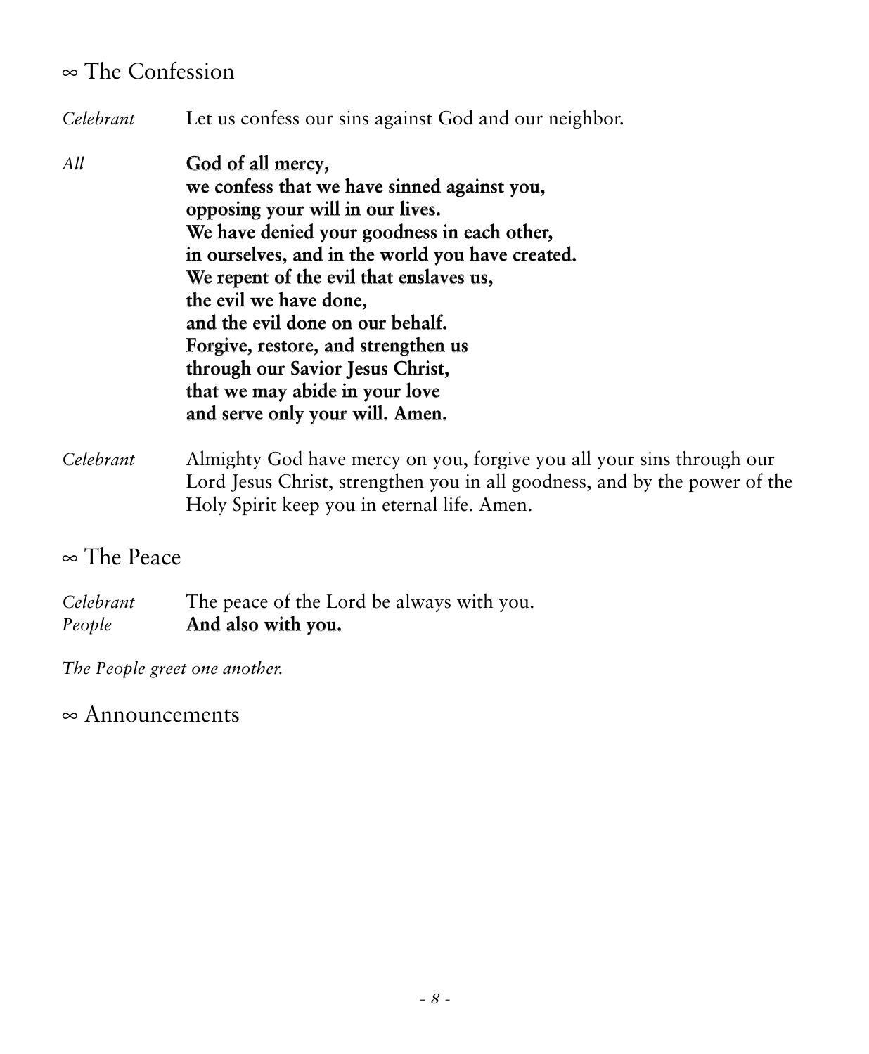## ∞ The Confession

*Celebrant* Let us confess our sins against God and our neighbor.

*All* **God of all mercy,**
**we confess that we have sinned against you,**
**opposing your will in our lives.**
**We have denied your goodness in each other,**
**in ourselves, and in the world you have created.**
**We repent of the evil that enslaves us,**
**the evil we have done,**
**and the evil done on our behalf.**
**Forgive, restore, and strengthen us**
**through our Savior Jesus Christ,**
**that we may abide in your love**
**and serve only your will. Amen.**

*Celebrant* Almighty God have mercy on you, forgive you all your sins through our Lord Jesus Christ, strengthen you in all goodness, and by the power of the Holy Spirit keep you in eternal life. Amen.

## ∞ The Peace

*Celebrant* The peace of the Lord be always with you.
*People* **And also with you.**

*The People greet one another.*

## ∞ Announcements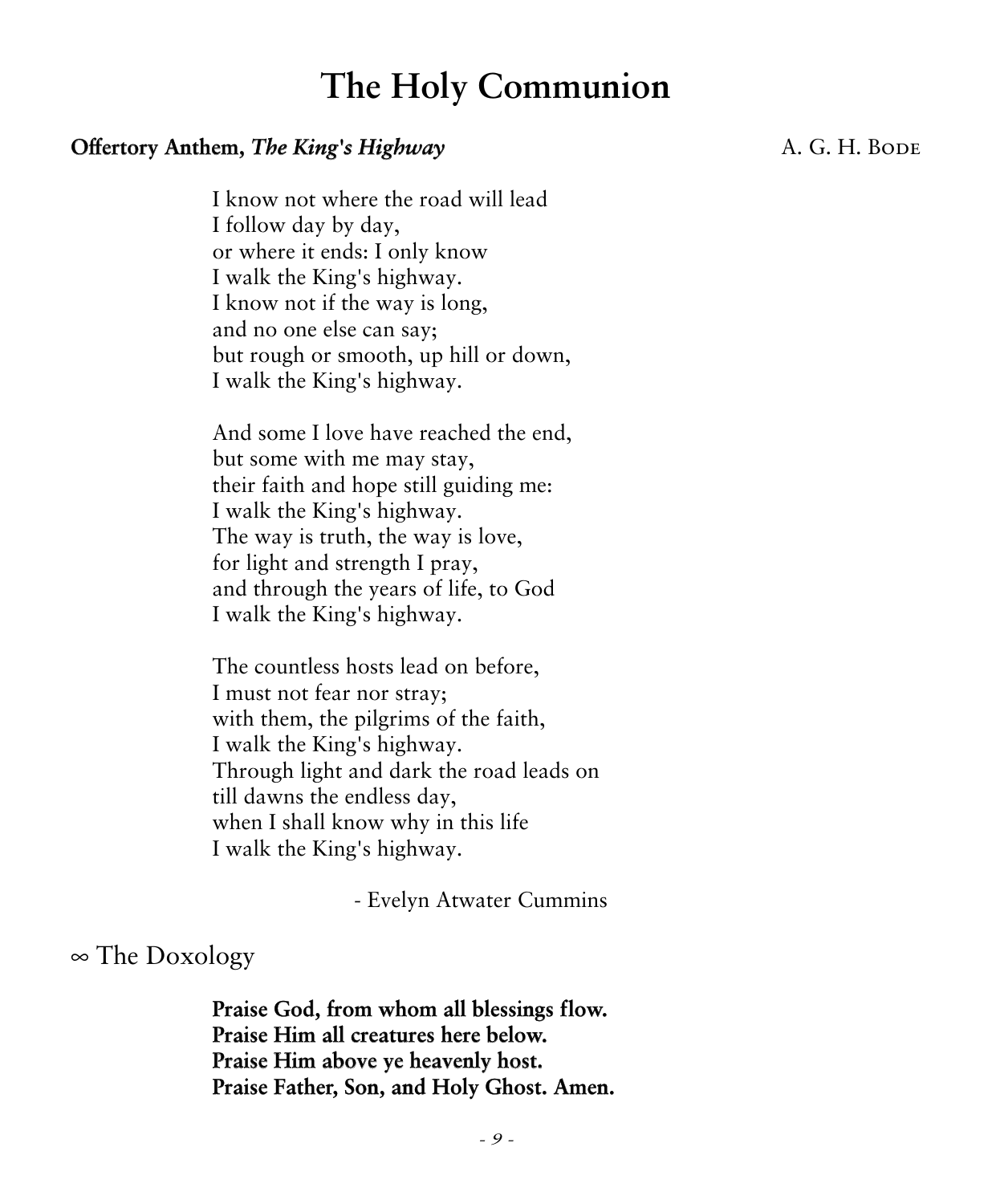# The Holy Communion

**Offertory Anthem, *The King's Highway*** A. G. H. Bode

I know not where the road will lead  
I follow day by day,  
or where it ends: I only know  
I walk the King's highway.  
I know not if the way is long,  
and no one else can say;  
but rough or smooth, up hill or down,  
I walk the King's highway.

And some I love have reached the end,  
but some with me may stay,  
their faith and hope still guiding me:  
I walk the King's highway.  
The way is truth, the way is love,  
for light and strength I pray,  
and through the years of life, to God  
I walk the King's highway.

The countless hosts lead on before,  
I must not fear nor stray;  
with them, the pilgrims of the faith,  
I walk the King's highway.  
Through light and dark the road leads on  
till dawns the endless day,  
when I shall know why in this life  
I walk the King's highway.

\- Evelyn Atwater Cummins

∞ The Doxology

**Praise God, from whom all blessings flow.**  
**Praise Him all creatures here below.**  
**Praise Him above ye heavenly host.**  
**Praise Father, Son, and Holy Ghost. Amen.**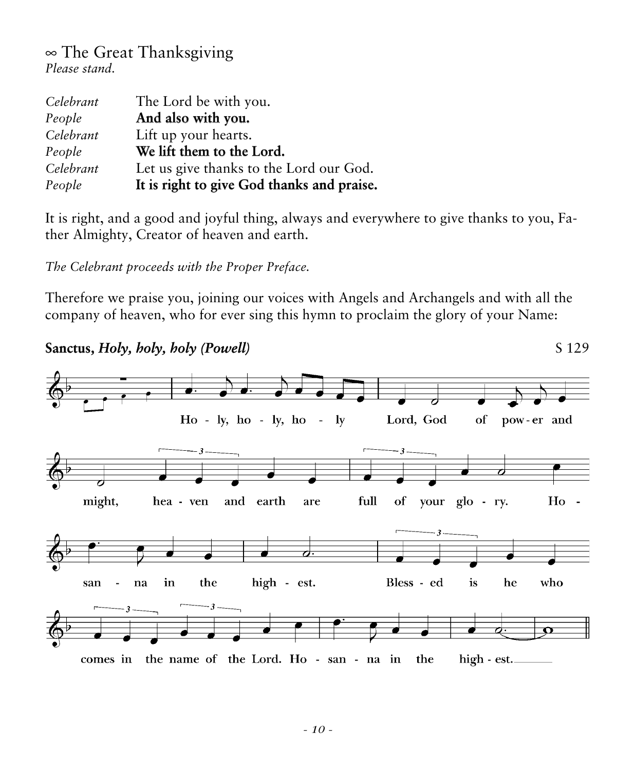## ∞ The Great Thanksgiving

*Please stand.*

| | |
|---|---|
| *Celebrant* | The Lord be with you. |
| *People* | **And also with you.** |
| *Celebrant* | Lift up your hearts. |
| *People* | **We lift them to the Lord.** |
| *Celebrant* | Let us give thanks to the Lord our God. |
| *People* | **It is right to give God thanks and praise.** |

It is right, and a good and joyful thing, always and everywhere to give thanks to you, Father Almighty, Creator of heaven and earth.

*The Celebrant proceeds with the Proper Preface.*

Therefore we praise you, joining our voices with Angels and Archangels and with all the company of heaven, who for ever sing this hymn to proclaim the glory of your Name:

**Sanctus, *Holy, holy, holy (Powell)*** S 129

Holy, holy, holy Lord, God of power and might, heaven and earth are full of your glory. Hosanna in the highest. Blessed is he who comes in the name of the Lord. Hosanna in the highest.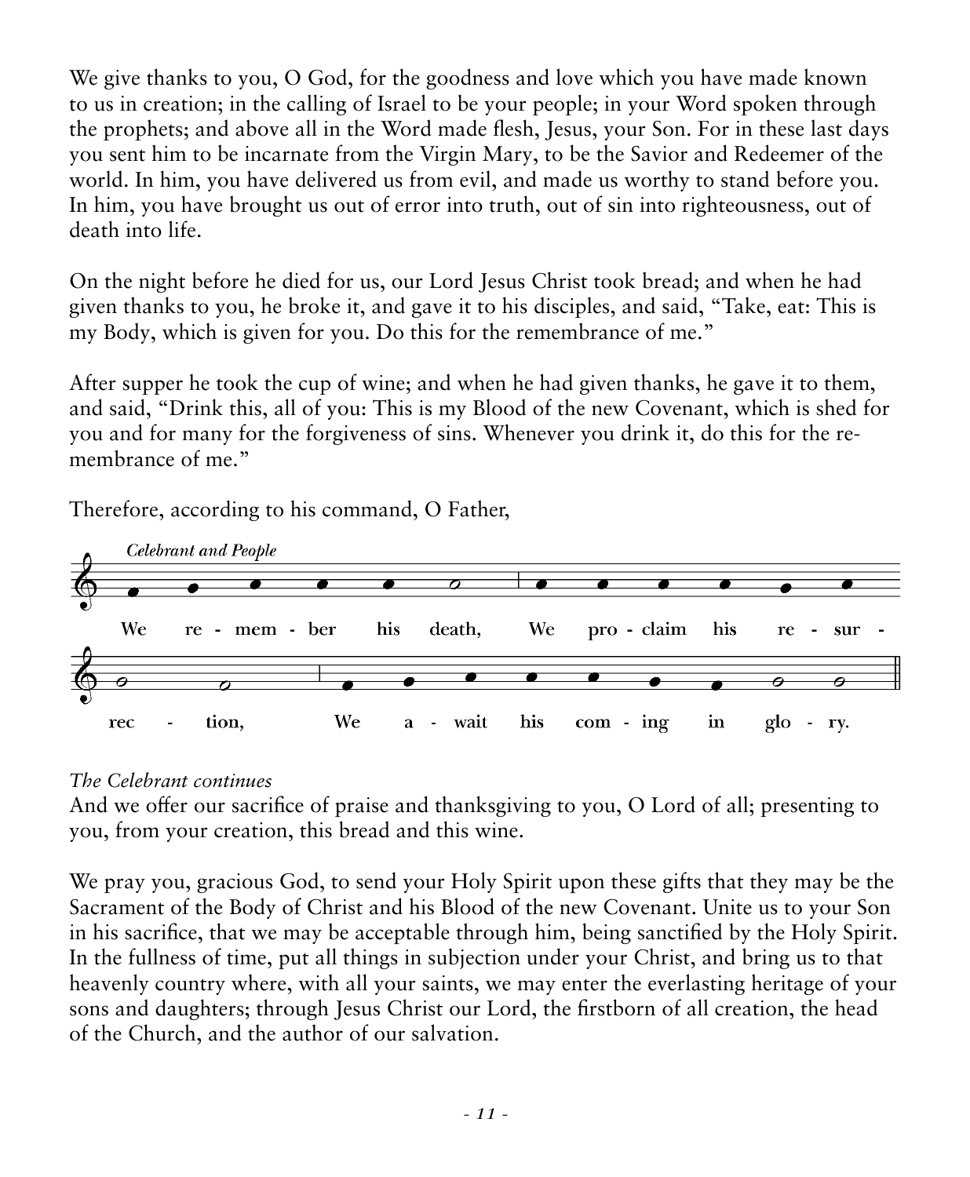We give thanks to you, O God, for the goodness and love which you have made known to us in creation; in the calling of Israel to be your people; in your Word spoken through the prophets; and above all in the Word made flesh, Jesus, your Son. For in these last days you sent him to be incarnate from the Virgin Mary, to be the Savior and Redeemer of the world. In him, you have delivered us from evil, and made us worthy to stand before you. In him, you have brought us out of error into truth, out of sin into righteousness, out of death into life.

On the night before he died for us, our Lord Jesus Christ took bread; and when he had given thanks to you, he broke it, and gave it to his disciples, and said, "Take, eat: This is my Body, which is given for you. Do this for the remembrance of me."

After supper he took the cup of wine; and when he had given thanks, he gave it to them, and said, "Drink this, all of you: This is my Blood of the new Covenant, which is shed for you and for many for the forgiveness of sins. Whenever you drink it, do this for the remembrance of me."

Therefore, according to his command, O Father,

*Celebrant and People*

We re - mem - ber his death, We pro - claim his re - sur - rec - tion, We a - wait his com - ing in glo - ry.

*The Celebrant continues*
And we offer our sacrifice of praise and thanksgiving to you, O Lord of all; presenting to you, from your creation, this bread and this wine.

We pray you, gracious God, to send your Holy Spirit upon these gifts that they may be the Sacrament of the Body of Christ and his Blood of the new Covenant. Unite us to your Son in his sacrifice, that we may be acceptable through him, being sanctified by the Holy Spirit. In the fullness of time, put all things in subjection under your Christ, and bring us to that heavenly country where, with all your saints, we may enter the everlasting heritage of your sons and daughters; through Jesus Christ our Lord, the firstborn of all creation, the head of the Church, and the author of our salvation.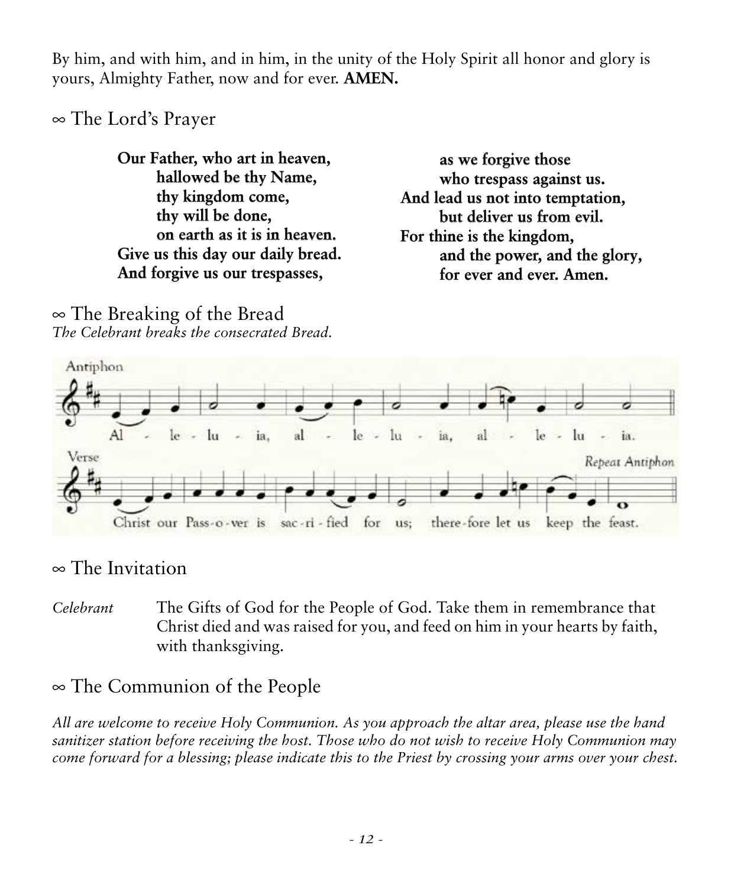By him, and with him, and in him, in the unity of the Holy Spirit all honor and glory is yours, Almighty Father, now and for ever. **AMEN.**

## ∞ The Lord's Prayer

**Our Father, who art in heaven,**
**hallowed be thy Name,**
**thy kingdom come,**
**thy will be done,**
**on earth as it is in heaven.**
**Give us this day our daily bread.**
**And forgive us our trespasses,**
**as we forgive those**
**who trespass against us.**
**And lead us not into temptation,**
**but deliver us from evil.**
**For thine is the kingdom,**
**and the power, and the glory,**
**for ever and ever. Amen.**

## ∞ The Breaking of the Bread

*The Celebrant breaks the consecrated Bread.*

Antiphon

Al - le - lu - ia, al - le - lu - ia, al - le - lu - ia.

Verse

Christ our Pass-o-ver is sac-ri-fied for us; there-fore let us keep the feast.

*Repeat Antiphon*

## ∞ The Invitation

*Celebrant* The Gifts of God for the People of God. Take them in remembrance that Christ died and was raised for you, and feed on him in your hearts by faith, with thanksgiving.

## ∞ The Communion of the People

*All are welcome to receive Holy Communion. As you approach the altar area, please use the hand sanitizer station before receiving the host. Those who do not wish to receive Holy Communion may come forward for a blessing; please indicate this to the Priest by crossing your arms over your chest.*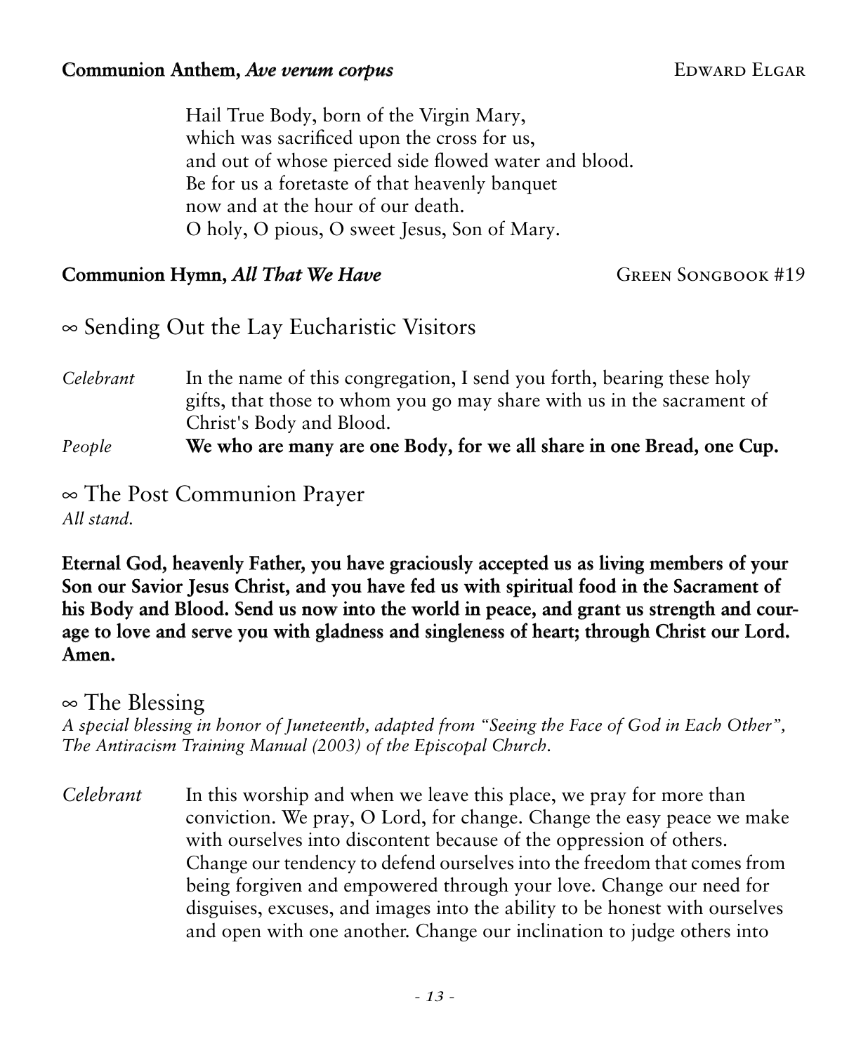**Communion Anthem, *Ave verum corpus*** EDWARD ELGAR

Hail True Body, born of the Virgin Mary,
which was sacrificed upon the cross for us,
and out of whose pierced side flowed water and blood.
Be for us a foretaste of that heavenly banquet
now and at the hour of our death.
O holy, O pious, O sweet Jesus, Son of Mary.

**Communion Hymn, *All That We Have*** GREEN SONGBOOK #19

## ∞ Sending Out the Lay Eucharistic Visitors

*Celebrant* In the name of this congregation, I send you forth, bearing these holy gifts, that those to whom you go may share with us in the sacrament of Christ's Body and Blood.

*People* **We who are many are one Body, for we all share in one Bread, one Cup.**

## ∞ The Post Communion Prayer

*All stand.*

**Eternal God, heavenly Father, you have graciously accepted us as living members of your Son our Savior Jesus Christ, and you have fed us with spiritual food in the Sacrament of his Body and Blood. Send us now into the world in peace, and grant us strength and courage to love and serve you with gladness and singleness of heart; through Christ our Lord. Amen.**

## ∞ The Blessing

*A special blessing in honor of Juneteenth, adapted from "Seeing the Face of God in Each Other", The Antiracism Training Manual (2003) of the Episcopal Church.*

*Celebrant* In this worship and when we leave this place, we pray for more than conviction. We pray, O Lord, for change. Change the easy peace we make with ourselves into discontent because of the oppression of others. Change our tendency to defend ourselves into the freedom that comes from being forgiven and empowered through your love. Change our need for disguises, excuses, and images into the ability to be honest with ourselves and open with one another. Change our inclination to judge others into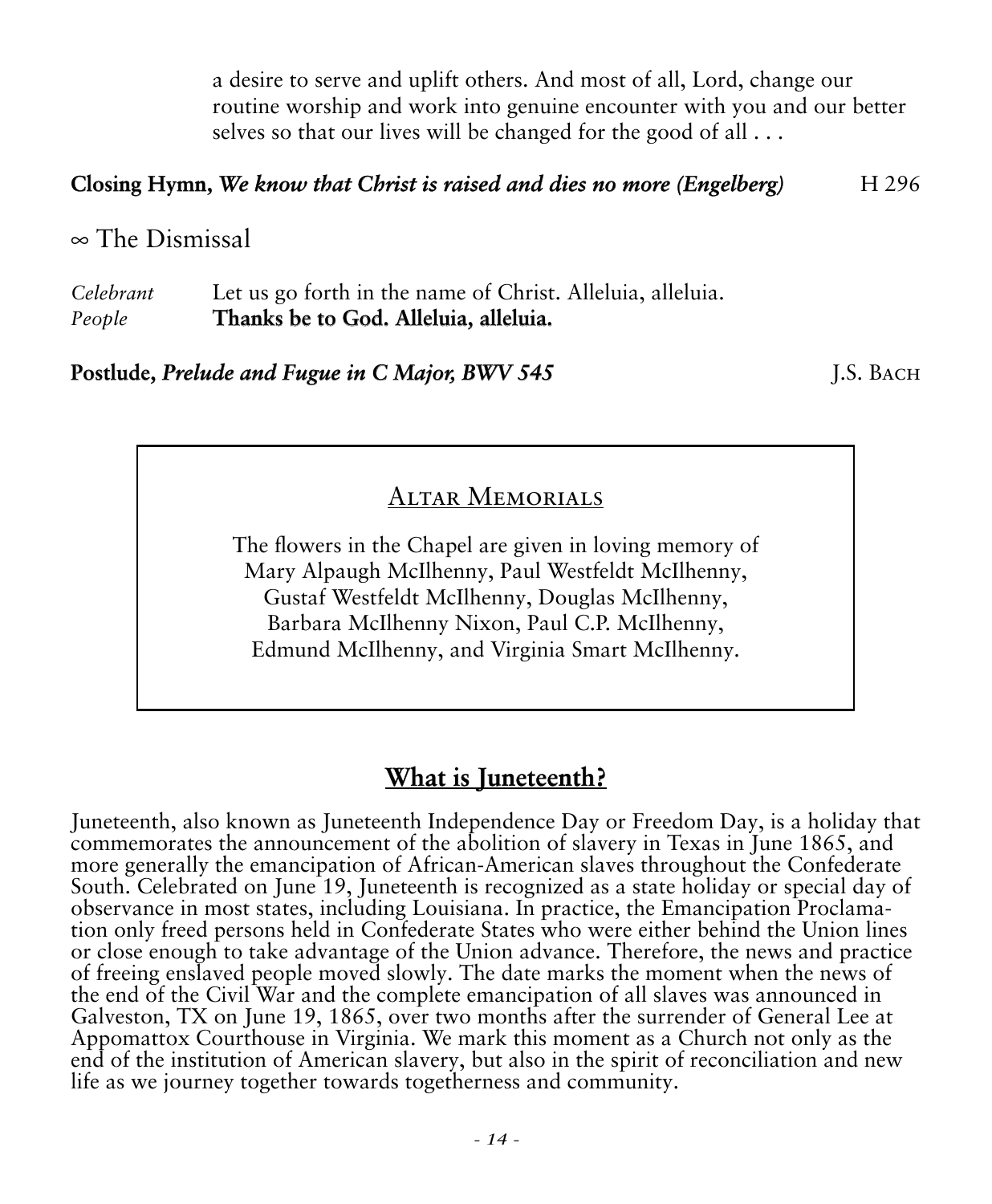a desire to serve and uplift others. And most of all, Lord, change our routine worship and work into genuine encounter with you and our better selves so that our lives will be changed for the good of all . . .

**Closing Hymn,** ***We know that Christ is raised and dies no more (Engelberg)*** H 296

∞ The Dismissal

*Celebrant* Let us go forth in the name of Christ. Alleluia, alleluia.
*People* **Thanks be to God. Alleluia, alleluia.**

**Postlude,** ***Prelude and Fugue in C Major, BWV 545*** J.S. Bach

## Altar Memorials

The flowers in the Chapel are given in loving memory of Mary Alpaugh McIlhenny, Paul Westfeldt McIlhenny, Gustaf Westfeldt McIlhenny, Douglas McIlhenny, Barbara McIlhenny Nixon, Paul C.P. McIlhenny, Edmund McIlhenny, and Virginia Smart McIlhenny.

## What is Juneteenth?

Juneteenth, also known as Juneteenth Independence Day or Freedom Day, is a holiday that commemorates the announcement of the abolition of slavery in Texas in June 1865, and more generally the emancipation of African-American slaves throughout the Confederate South. Celebrated on June 19, Juneteenth is recognized as a state holiday or special day of observance in most states, including Louisiana. In practice, the Emancipation Proclamation only freed persons held in Confederate States who were either behind the Union lines or close enough to take advantage of the Union advance. Therefore, the news and practice of freeing enslaved people moved slowly. The date marks the moment when the news of the end of the Civil War and the complete emancipation of all slaves was announced in Galveston, TX on June 19, 1865, over two months after the surrender of General Lee at Appomattox Courthouse in Virginia. We mark this moment as a Church not only as the end of the institution of American slavery, but also in the spirit of reconciliation and new life as we journey together towards togetherness and community.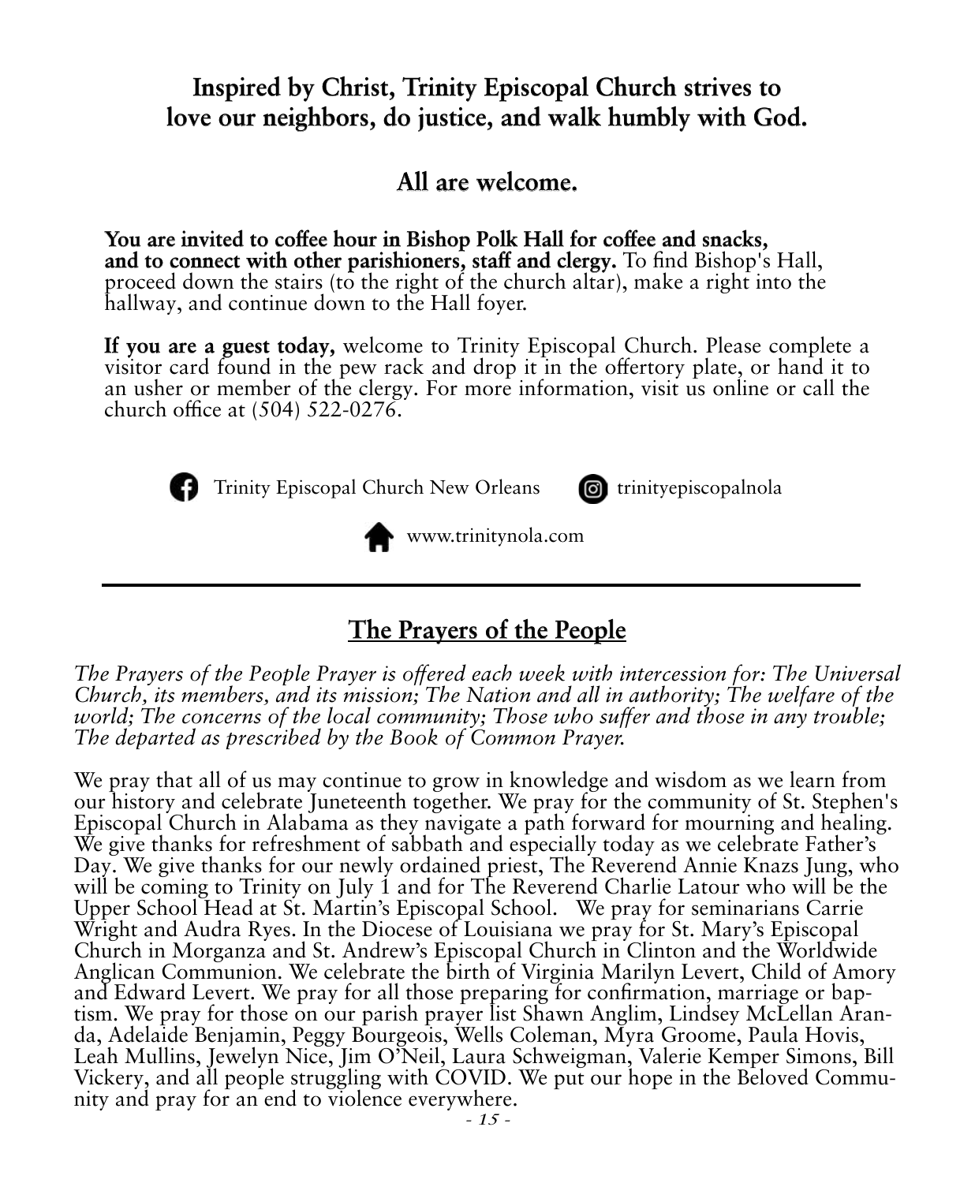**Inspired by Christ, Trinity Episcopal Church strives to love our neighbors, do justice, and walk humbly with God.**

**All are welcome.**

**You are invited to coffee hour in Bishop Polk Hall for coffee and snacks, and to connect with other parishioners, staff and clergy.** To find Bishop's Hall, proceed down the stairs (to the right of the church altar), make a right into the hallway, and continue down to the Hall foyer.

**If you are a guest today,** welcome to Trinity Episcopal Church. Please complete a visitor card found in the pew rack and drop it in the offertory plate, or hand it to an usher or member of the clergy. For more information, visit us online or call the church office at (504) 522-0276.

Trinity Episcopal Church New Orleans trinityepiscopalnola

www.trinitynola.com

---

## The Prayers of the People

*The Prayers of the People Prayer is offered each week with intercession for: The Universal Church, its members, and its mission; The Nation and all in authority; The welfare of the world; The concerns of the local community; Those who suffer and those in any trouble; The departed as prescribed by the Book of Common Prayer.*

We pray that all of us may continue to grow in knowledge and wisdom as we learn from our history and celebrate Juneteenth together. We pray for the community of St. Stephen's Episcopal Church in Alabama as they navigate a path forward for mourning and healing. We give thanks for refreshment of sabbath and especially today as we celebrate Father's Day. We give thanks for our newly ordained priest, The Reverend Annie Knazs Jung, who will be coming to Trinity on July 1 and for The Reverend Charlie Latour who will be the Upper School Head at St. Martin's Episcopal School. We pray for seminarians Carrie Wright and Audra Ryes. In the Diocese of Louisiana we pray for St. Mary's Episcopal Church in Morganza and St. Andrew's Episcopal Church in Clinton and the Worldwide Anglican Communion. We celebrate the birth of Virginia Marilyn Levert, Child of Amory and Edward Levert. We pray for all those preparing for confirmation, marriage or baptism. We pray for those on our parish prayer list Shawn Anglim, Lindsey McLellan Aranda, Adelaide Benjamin, Peggy Bourgeois, Wells Coleman, Myra Groome, Paula Hovis, Leah Mullins, Jewelyn Nice, Jim O'Neil, Laura Schweigman, Valerie Kemper Simons, Bill Vickery, and all people struggling with COVID. We put our hope in the Beloved Community and pray for an end to violence everywhere.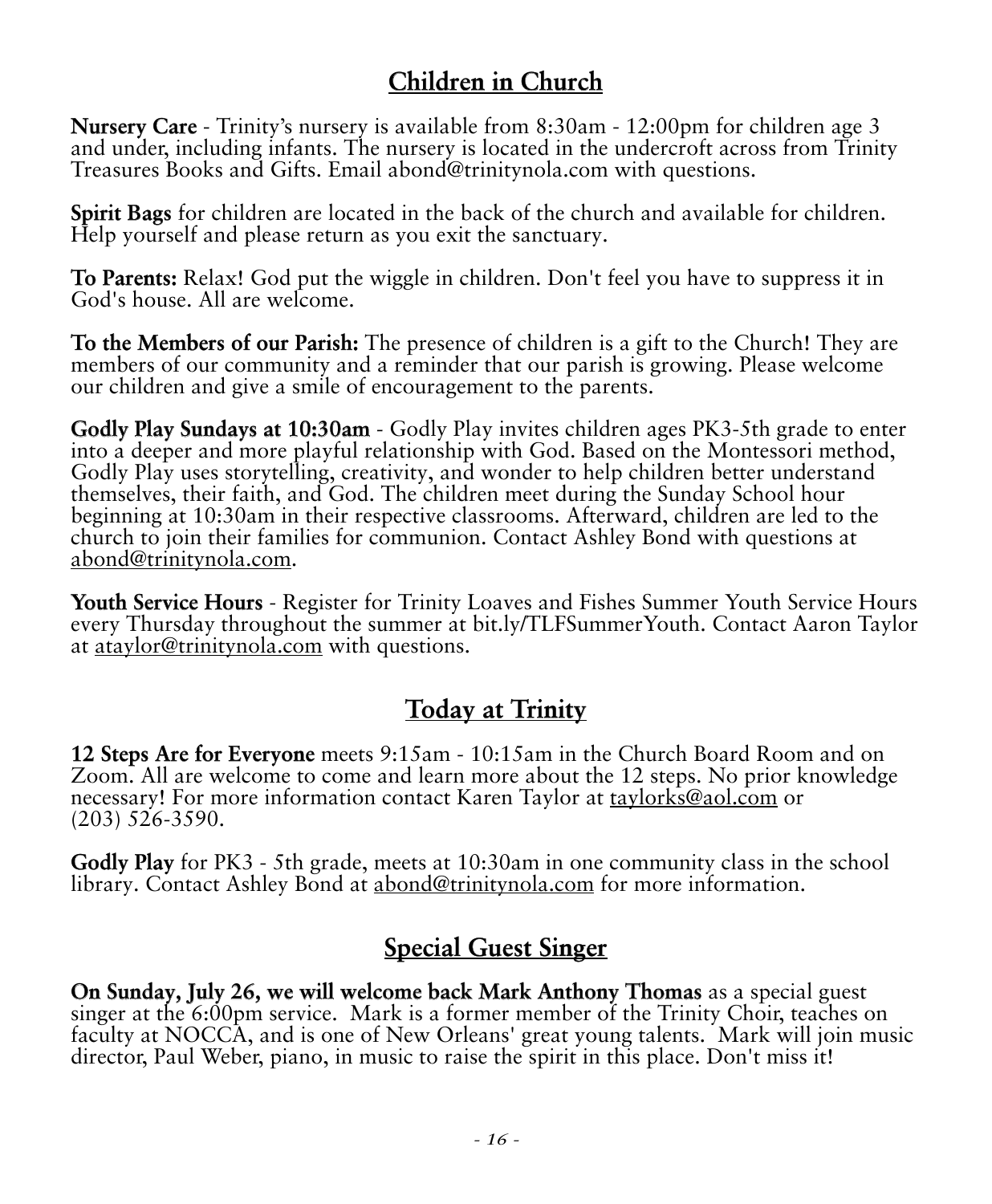## Children in Church

**Nursery Care** - Trinity's nursery is available from 8:30am - 12:00pm for children age 3 and under, including infants. The nursery is located in the undercroft across from Trinity Treasures Books and Gifts. Email abond@trinitynola.com with questions.

**Spirit Bags** for children are located in the back of the church and available for children. Help yourself and please return as you exit the sanctuary.

**To Parents:** Relax! God put the wiggle in children. Don't feel you have to suppress it in God's house. All are welcome.

**To the Members of our Parish:** The presence of children is a gift to the Church! They are members of our community and a reminder that our parish is growing. Please welcome our children and give a smile of encouragement to the parents.

**Godly Play Sundays at 10:30am** - Godly Play invites children ages PK3-5th grade to enter into a deeper and more playful relationship with God. Based on the Montessori method, Godly Play uses storytelling, creativity, and wonder to help children better understand themselves, their faith, and God. The children meet during the Sunday School hour beginning at 10:30am in their respective classrooms. Afterward, children are led to the church to join their families for communion. Contact Ashley Bond with questions at abond@trinitynola.com.

**Youth Service Hours** - Register for Trinity Loaves and Fishes Summer Youth Service Hours every Thursday throughout the summer at bit.ly/TLFSummerYouth. Contact Aaron Taylor at ataylor@trinitynola.com with questions.

## Today at Trinity

**12 Steps Are for Everyone** meets 9:15am - 10:15am in the Church Board Room and on Zoom. All are welcome to come and learn more about the 12 steps. No prior knowledge necessary! For more information contact Karen Taylor at taylorks@aol.com or (203) 526-3590.

**Godly Play** for PK3 - 5th grade, meets at 10:30am in one community class in the school library. Contact Ashley Bond at abond@trinitynola.com for more information.

## Special Guest Singer

**On Sunday, July 26, we will welcome back Mark Anthony Thomas** as a special guest singer at the 6:00pm service. Mark is a former member of the Trinity Choir, teaches on faculty at NOCCA, and is one of New Orleans' great young talents. Mark will join music director, Paul Weber, piano, in music to raise the spirit in this place. Don't miss it!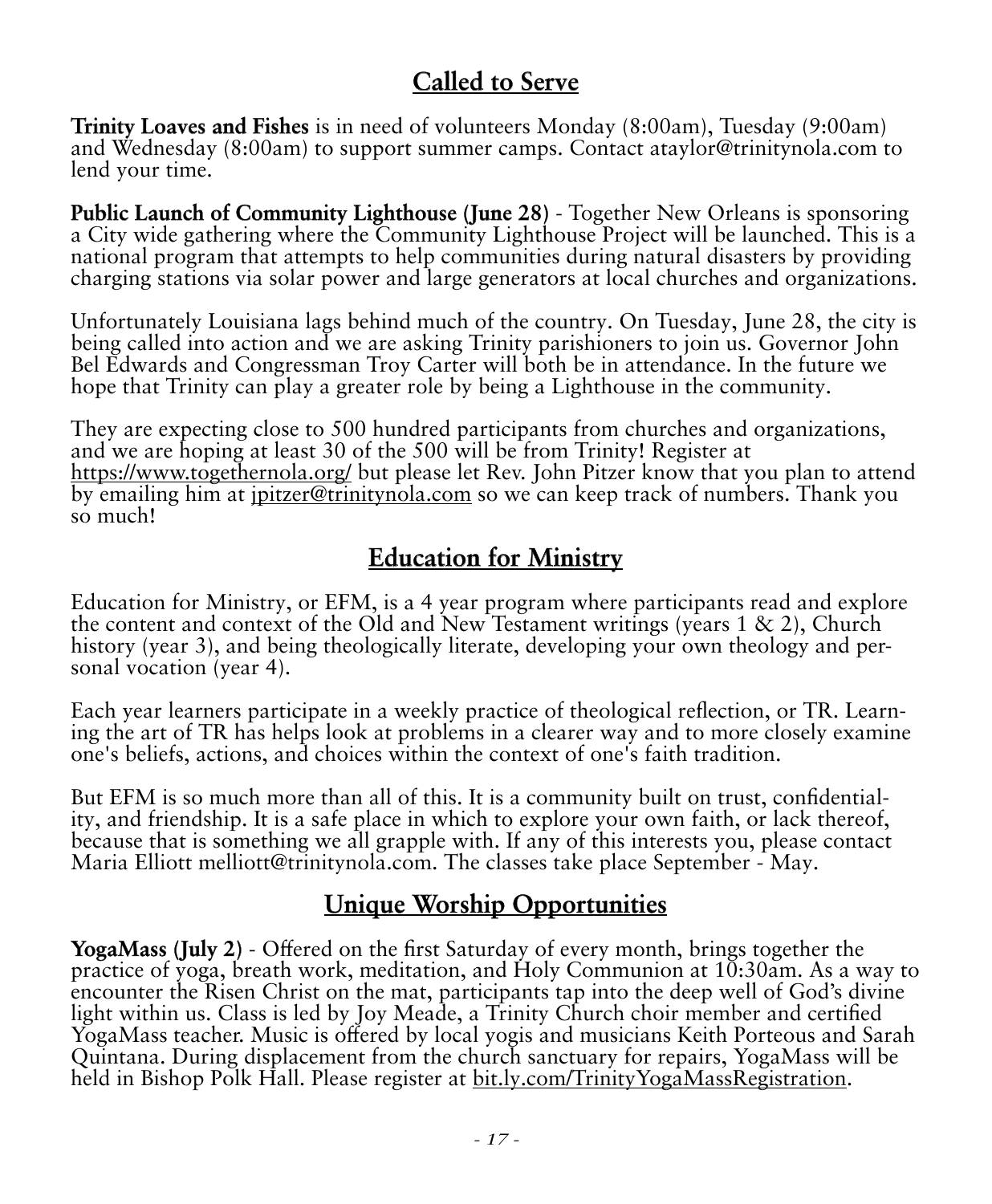## Called to Serve

**Trinity Loaves and Fishes** is in need of volunteers Monday (8:00am), Tuesday (9:00am) and Wednesday (8:00am) to support summer camps. Contact ataylor@trinitynola.com to lend your time.

**Public Launch of Community Lighthouse (June 28)** - Together New Orleans is sponsoring a City wide gathering where the Community Lighthouse Project will be launched. This is a national program that attempts to help communities during natural disasters by providing charging stations via solar power and large generators at local churches and organizations.

Unfortunately Louisiana lags behind much of the country. On Tuesday, June 28, the city is being called into action and we are asking Trinity parishioners to join us. Governor John Bel Edwards and Congressman Troy Carter will both be in attendance. In the future we hope that Trinity can play a greater role by being a Lighthouse in the community.

They are expecting close to 500 hundred participants from churches and organizations, and we are hoping at least 30 of the 500 will be from Trinity! Register at https://www.togethernola.org/ but please let Rev. John Pitzer know that you plan to attend by emailing him at jpitzer@trinitynola.com so we can keep track of numbers. Thank you so much!

## Education for Ministry

Education for Ministry, or EFM, is a 4 year program where participants read and explore the content and context of the Old and New Testament writings (years 1 & 2), Church history (year 3), and being theologically literate, developing your own theology and personal vocation (year 4).

Each year learners participate in a weekly practice of theological reflection, or TR. Learning the art of TR has helps look at problems in a clearer way and to more closely examine one's beliefs, actions, and choices within the context of one's faith tradition.

But EFM is so much more than all of this. It is a community built on trust, confidentiality, and friendship. It is a safe place in which to explore your own faith, or lack thereof, because that is something we all grapple with. If any of this interests you, please contact Maria Elliott melliott@trinitynola.com. The classes take place September - May.

## Unique Worship Opportunities

**YogaMass (July 2)** - Offered on the first Saturday of every month, brings together the practice of yoga, breath work, meditation, and Holy Communion at 10:30am. As a way to encounter the Risen Christ on the mat, participants tap into the deep well of God's divine light within us. Class is led by Joy Meade, a Trinity Church choir member and certified YogaMass teacher. Music is offered by local yogis and musicians Keith Porteous and Sarah Quintana. During displacement from the church sanctuary for repairs, YogaMass will be held in Bishop Polk Hall. Please register at bit.ly.com/TrinityYogaMassRegistration.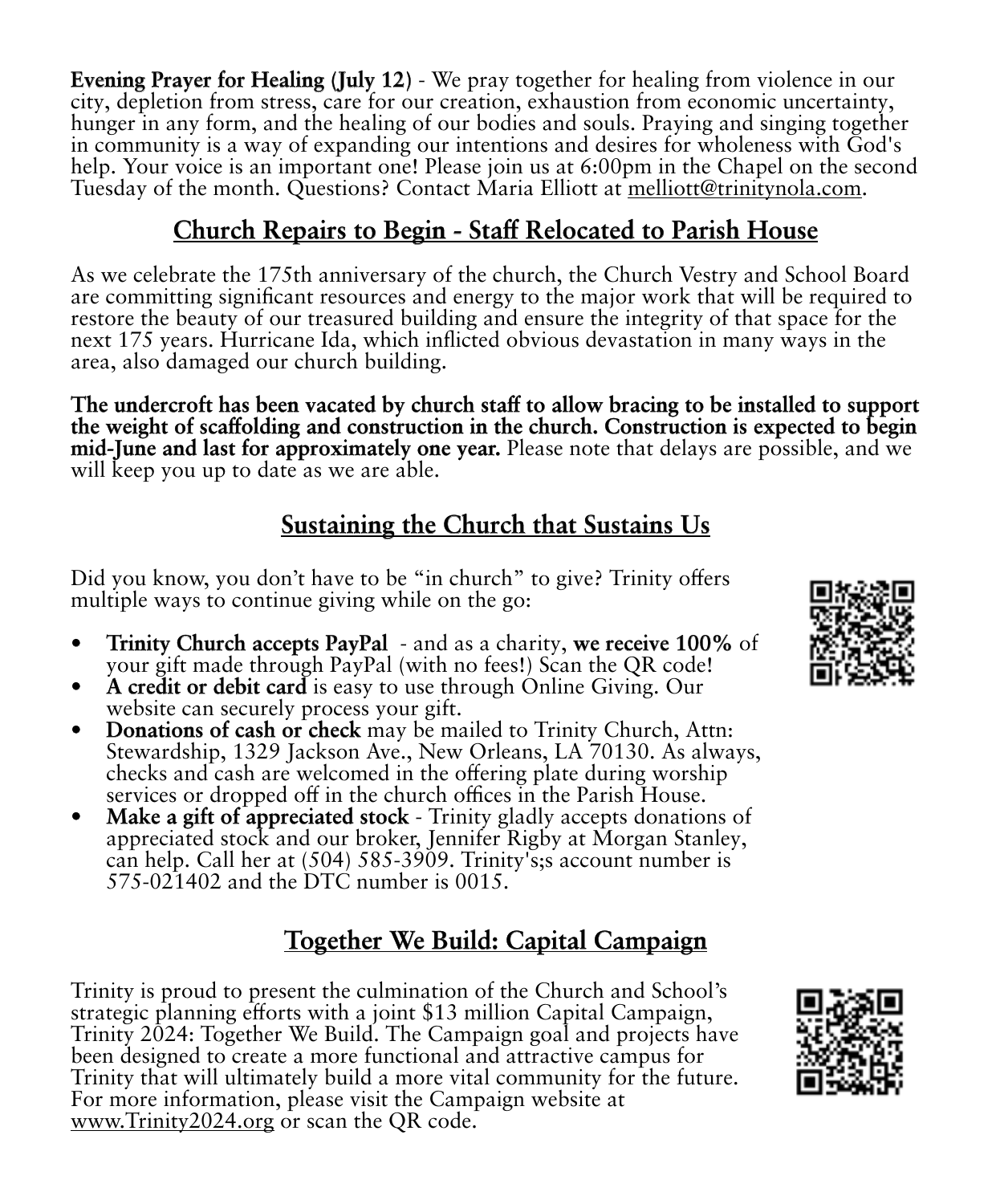**Evening Prayer for Healing (July 12)** - We pray together for healing from violence in our city, depletion from stress, care for our creation, exhaustion from economic uncertainty, hunger in any form, and the healing of our bodies and souls. Praying and singing together in community is a way of expanding our intentions and desires for wholeness with God's help. Your voice is an important one! Please join us at 6:00pm in the Chapel on the second Tuesday of the month. Questions? Contact Maria Elliott at melliott@trinitynola.com.

## Church Repairs to Begin - Staff Relocated to Parish House

As we celebrate the 175th anniversary of the church, the Church Vestry and School Board are committing significant resources and energy to the major work that will be required to restore the beauty of our treasured building and ensure the integrity of that space for the next 175 years. Hurricane Ida, which inflicted obvious devastation in many ways in the area, also damaged our church building.

**The undercroft has been vacated by church staff to allow bracing to be installed to support the weight of scaffolding and construction in the church. Construction is expected to begin mid-June and last for approximately one year.** Please note that delays are possible, and we will keep you up to date as we are able.

## Sustaining the Church that Sustains Us

Did you know, you don't have to be "in church" to give? Trinity offers multiple ways to continue giving while on the go:

- **Trinity Church accepts PayPal** - and as a charity, **we receive 100%** of your gift made through PayPal (with no fees!) Scan the QR code!
- **A credit or debit card** is easy to use through Online Giving. Our website can securely process your gift.
- **Donations of cash or check** may be mailed to Trinity Church, Attn: Stewardship, 1329 Jackson Ave., New Orleans, LA 70130. As always, checks and cash are welcomed in the offering plate during worship services or dropped off in the church offices in the Parish House.
- **Make a gift of appreciated stock** - Trinity gladly accepts donations of appreciated stock and our broker, Jennifer Rigby at Morgan Stanley, can help. Call her at (504) 585-3909. Trinity's;s account number is 575-021402 and the DTC number is 0015.

## Together We Build: Capital Campaign

Trinity is proud to present the culmination of the Church and School's strategic planning efforts with a joint $13 million Capital Campaign, Trinity 2024: Together We Build. The Campaign goal and projects have been designed to create a more functional and attractive campus for Trinity that will ultimately build a more vital community for the future. For more information, please visit the Campaign website at www.Trinity2024.org or scan the QR code.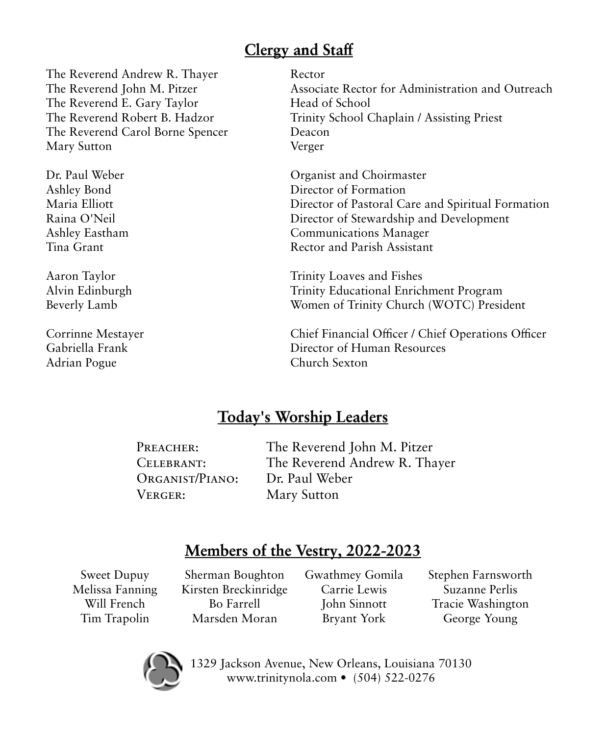## Clergy and Staff

| | |
|---|---|
| The Reverend Andrew R. Thayer | Rector |
| The Reverend John M. Pitzer | Associate Rector for Administration and Outreach |
| The Reverend E. Gary Taylor | Head of School |
| The Reverend Robert B. Hadzor | Trinity School Chaplain / Assisting Priest |
| The Reverend Carol Borne Spencer | Deacon |
| Mary Sutton | Verger |
| Dr. Paul Weber | Organist and Choirmaster |
| Ashley Bond | Director of Formation |
| Maria Elliott | Director of Pastoral Care and Spiritual Formation |
| Raina O'Neil | Director of Stewardship and Development |
| Ashley Eastham | Communications Manager |
| Tina Grant | Rector and Parish Assistant |
| Aaron Taylor | Trinity Loaves and Fishes |
| Alvin Edinburgh | Trinity Educational Enrichment Program |
| Beverly Lamb | Women of Trinity Church (WOTC) President |
| Corrinne Mestayer | Chief Financial Officer / Chief Operations Officer |
| Gabriella Frank | Director of Human Resources |
| Adrian Pogue | Church Sexton |

## Today's Worship Leaders

| | |
|---|---|
| PREACHER: | The Reverend John M. Pitzer |
| CELEBRANT: | The Reverend Andrew R. Thayer |
| ORGANIST/PIANO: | Dr. Paul Weber |
| VERGER: | Mary Sutton |

## Members of the Vestry, 2022-2023

| | | | |
|---|---|---|---|
| Sweet Dupuy | Sherman Boughton | Gwathmey Gomila | Stephen Farnsworth |
| Melissa Fanning | Kirsten Breckinridge | Carrie Lewis | Suzanne Perlis |
| Will French | Bo Farrell | John Sinnott | Tracie Washington |
| Tim Trapolin | Marsden Moran | Bryant York | George Young |

1329 Jackson Avenue, New Orleans, Louisiana 70130
www.trinitynola.com • (504) 522-0276